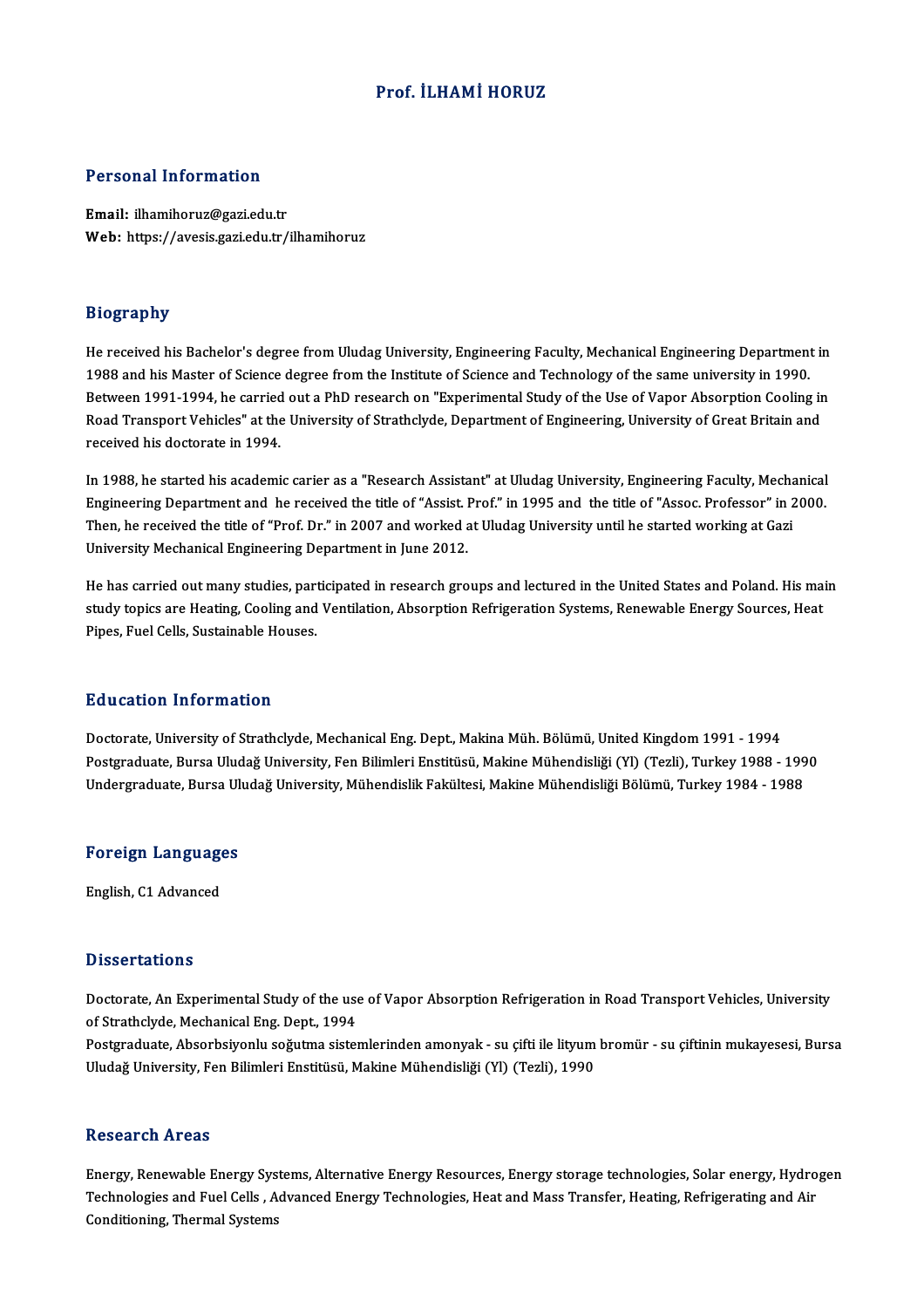# Prof. İLHAMİ HORUZ

## Personal Information

**Email:** ilhamihoruz@gazi.edu.tr
**Web:** https://avesis.gazi.edu.tr/ilhamihoruz

## Biography

He received his Bachelor's degree from Uludag University, Engineering Faculty, Mechanical Engineering Department in 1988 and his Master of Science degree from the Institute of Science and Technology of the same university in 1990. Between 1991-1994, he carried out a PhD research on "Experimental Study of the Use of Vapor Absorption Cooling in Road Transport Vehicles" at the University of Strathclyde, Department of Engineering, University of Great Britain and received his doctorate in 1994.

In 1988, he started his academic carier as a "Research Assistant" at Uludag University, Engineering Faculty, Mechanical Engineering Department and he received the title of "Assist. Prof." in 1995 and the title of "Assoc. Professor" in 2000. Then, he received the title of "Prof. Dr." in 2007 and worked at Uludag University until he started working at Gazi University Mechanical Engineering Department in June 2012.

He has carried out many studies, participated in research groups and lectured in the United States and Poland. His main study topics are Heating, Cooling and Ventilation, Absorption Refrigeration Systems, Renewable Energy Sources, Heat Pipes, Fuel Cells, Sustainable Houses.

## Education Information

Doctorate, University of Strathclyde, Mechanical Eng. Dept., Makina Müh. Bölümü, United Kingdom 1991 - 1994
Postgraduate, Bursa Uludağ University, Fen Bilimleri Enstitüsü, Makine Mühendisliği (Yl) (Tezli), Turkey 1988 - 1990
Undergraduate, Bursa Uludağ University, Mühendislik Fakültesi, Makine Mühendisliği Bölümü, Turkey 1984 - 1988

## Foreign Languages

English, C1 Advanced

## Dissertations

Doctorate, An Experimental Study of the use of Vapor Absorption Refrigeration in Road Transport Vehicles, University of Strathclyde, Mechanical Eng. Dept., 1994
Postgraduate, Absorbsiyonlu soğutma sistemlerinden amonyak - su çifti ile lityum bromür - su çiftinin mukayesesi, Bursa Uludağ University, Fen Bilimleri Enstitüsü, Makine Mühendisliği (Yl) (Tezli), 1990

## Research Areas

Energy, Renewable Energy Systems, Alternative Energy Resources, Energy storage technologies, Solar energy, Hydrogen Technologies and Fuel Cells , Advanced Energy Technologies, Heat and Mass Transfer, Heating, Refrigerating and Air Conditioning, Thermal Systems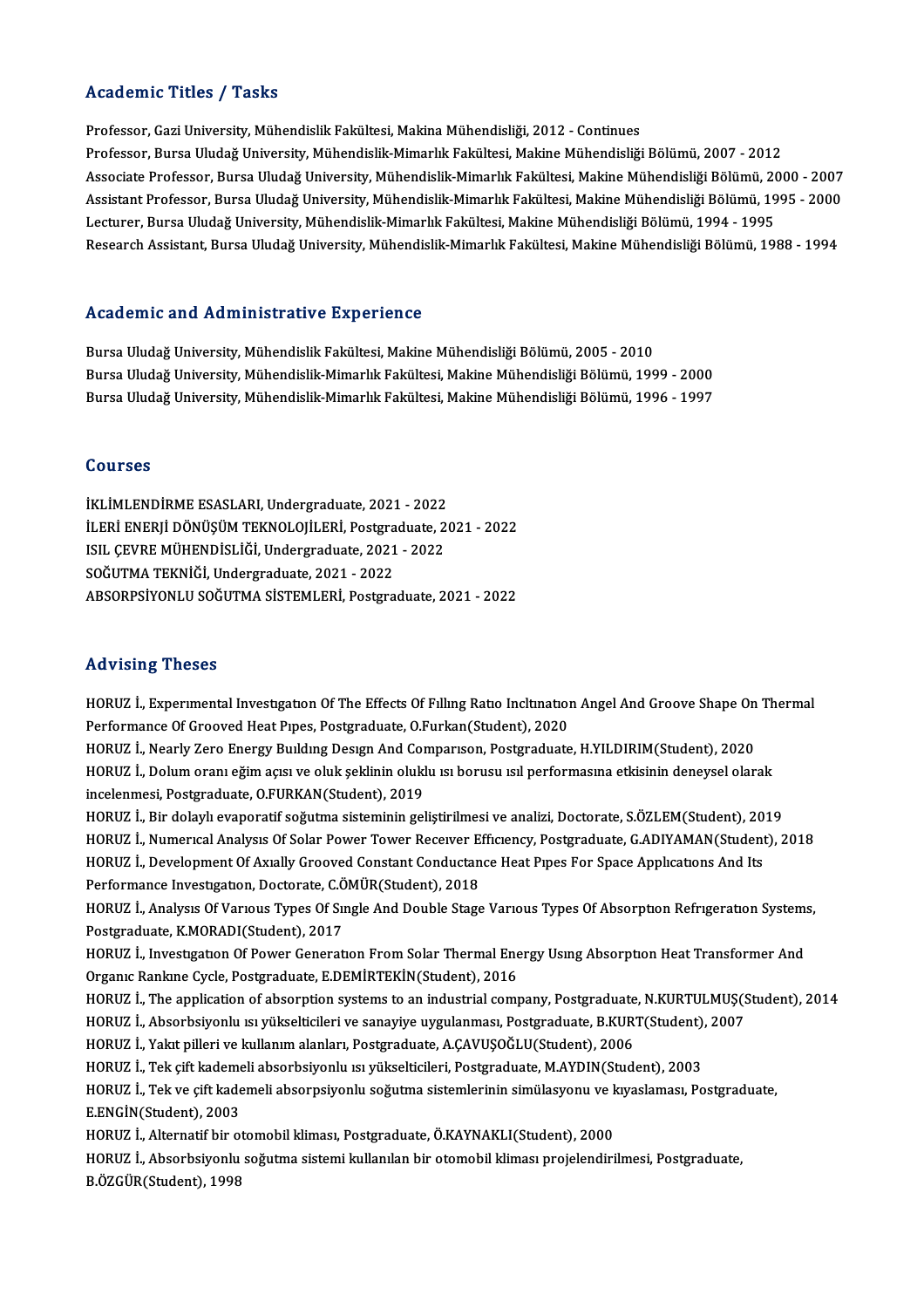## Academic Titles / Tasks

Professor, Gazi University, Mühendislik Fakültesi, Makina Mühendisliği, 2012 - Continues
Professor, Bursa Uludağ University, Mühendislik-Mimarlık Fakültesi, Makine Mühendisliği Bölümü, 2007 - 2012
Associate Professor, Bursa Uludağ University, Mühendislik-Mimarlık Fakültesi, Makine Mühendisliği Bölümü, 2000 - 2007
Assistant Professor, Bursa Uludağ University, Mühendislik-Mimarlık Fakültesi, Makine Mühendisliği Bölümü, 1995 - 2000
Lecturer, Bursa Uludağ University, Mühendislik-Mimarlık Fakültesi, Makine Mühendisliği Bölümü, 1994 - 1995
Research Assistant, Bursa Uludağ University, Mühendislik-Mimarlık Fakültesi, Makine Mühendisliği Bölümü, 1988 - 1994

## Academic and Administrative Experience

Bursa Uludağ University, Mühendislik Fakültesi, Makine Mühendisliği Bölümü, 2005 - 2010
Bursa Uludağ University, Mühendislik-Mimarlık Fakültesi, Makine Mühendisliği Bölümü, 1999 - 2000
Bursa Uludağ University, Mühendislik-Mimarlık Fakültesi, Makine Mühendisliği Bölümü, 1996 - 1997

## Courses

İKLİMLENDİRME ESASLARI, Undergraduate, 2021 - 2022
İLERİ ENERJİ DÖNÜŞÜM TEKNOLOJİLERİ, Postgraduate, 2021 - 2022
ISIL ÇEVRE MÜHENDİSLİĞİ, Undergraduate, 2021 - 2022
SOĞUTMA TEKNİĞİ, Undergraduate, 2021 - 2022
ABSORPSİYONLU SOĞUTMA SİSTEMLERİ, Postgraduate, 2021 - 2022

## Advising Theses

HORUZ İ., Experimental Investigation Of The Effects Of Filling Ratio Inclination Angel And Groove Shape On Thermal Performance Of Grooved Heat Pipes, Postgraduate, O.Furkan(Student), 2020
HORUZ İ., Nearly Zero Energy Building Design And Comparison, Postgraduate, H.YILDIRIM(Student), 2020
HORUZ İ., Dolum oranı eğim açısı ve oluk şeklinin oluklu ısı borusu ısıl performasına etkisinin deneysel olarak incelenmesi, Postgraduate, O.FURKAN(Student), 2019
HORUZ İ., Bir dolaylı evaporatif soğutma sisteminin geliştirilmesi ve analizi, Doctorate, S.ÖZLEM(Student), 2019
HORUZ İ., Numerical Analysis Of Solar Power Tower Receiver Efficiency, Postgraduate, G.ADIYAMAN(Student), 2018
HORUZ İ., Development Of Axially Grooved Constant Conductance Heat Pipes For Space Applications And Its Performance Investigation, Doctorate, C.ÖMÜR(Student), 2018
HORUZ İ., Analysis Of Various Types Of Single And Double Stage Various Types Of Absorption Refrigeration Systems, Postgraduate, K.MORADI(Student), 2017
HORUZ İ., Investigation Of Power Generation From Solar Thermal Energy Using Absorption Heat Transformer And Organic Rankine Cycle, Postgraduate, E.DEMİRTEKİN(Student), 2016
HORUZ İ., The application of absorption systems to an industrial company, Postgraduate, N.KURTULMUŞ(Student), 2014
HORUZ İ., Absorbsiyonlu ısı yükselticileri ve sanayiye uygulanması, Postgraduate, B.KURT(Student), 2007
HORUZ İ., Yakıt pilleri ve kullanım alanları, Postgraduate, A.ÇAVUŞOĞLU(Student), 2006
HORUZ İ., Tek çift kademeli absorbsiyonlu ısı yükselticileri, Postgraduate, M.AYDIN(Student), 2003
HORUZ İ., Tek ve çift kademeli absorpsiyonlu soğutma sistemlerinin simülasyonu ve kıyaslaması, Postgraduate, E.ENGİN(Student), 2003
HORUZ İ., Alternatif bir otomobil kliması, Postgraduate, Ö.KAYNAKLI(Student), 2000
HORUZ İ., Absorbsiyonlu soğutma sistemi kullanılan bir otomobil kliması projelendirilmesi, Postgraduate, B.ÖZGÜR(Student), 1998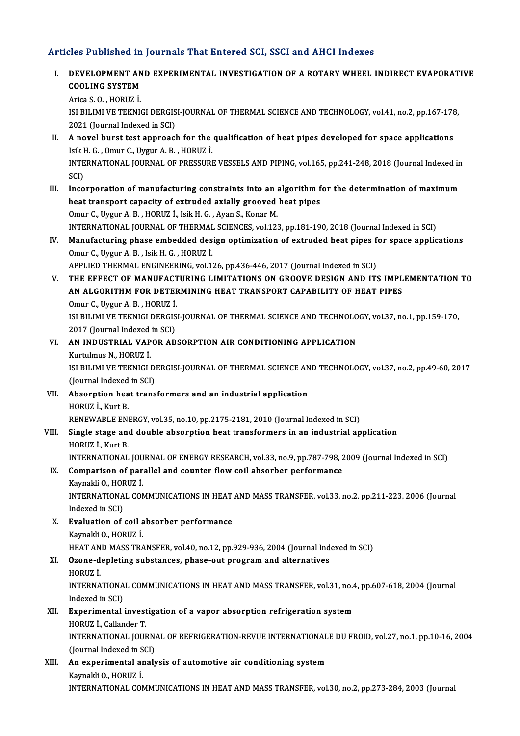## Articles Published in Journals That Entered SCI, SSCI and AHCI Indexes

I. **DEVELOPMENT AND EXPERIMENTAL INVESTIGATION OF A ROTARY WHEEL INDIRECT EVAPORATIVE COOLING SYSTEM**
Arica S. O. , HORUZ İ.
ISI BILIMI VE TEKNIGI DERGISI-JOURNAL OF THERMAL SCIENCE AND TECHNOLOGY, vol.41, no.2, pp.167-178, 2021 (Journal Indexed in SCI)

II. **A novel burst test approach for the qualification of heat pipes developed for space applications**
Isik H. G. , Omur C., Uygur A. B. , HORUZ İ.
INTERNATIONAL JOURNAL OF PRESSURE VESSELS AND PIPING, vol.165, pp.241-248, 2018 (Journal Indexed in SCI)

III. **Incorporation of manufacturing constraints into an algorithm for the determination of maximum heat transport capacity of extruded axially grooved heat pipes**
Omur C., Uygur A. B. , HORUZ İ., Isik H. G. , Ayan S., Konar M.
INTERNATIONAL JOURNAL OF THERMAL SCIENCES, vol.123, pp.181-190, 2018 (Journal Indexed in SCI)

IV. **Manufacturing phase embedded design optimization of extruded heat pipes for space applications**
Omur C., Uygur A. B. , Isik H. G. , HORUZ İ.
APPLIED THERMAL ENGINEERING, vol.126, pp.436-446, 2017 (Journal Indexed in SCI)

V. **THE EFFECT OF MANUFACTURING LIMITATIONS ON GROOVE DESIGN AND ITS IMPLEMENTATION TO AN ALGORITHM FOR DETERMINING HEAT TRANSPORT CAPABILITY OF HEAT PIPES**
Omur C., Uygur A. B. , HORUZ İ.
ISI BILIMI VE TEKNIGI DERGISI-JOURNAL OF THERMAL SCIENCE AND TECHNOLOGY, vol.37, no.1, pp.159-170, 2017 (Journal Indexed in SCI)

VI. **AN INDUSTRIAL VAPOR ABSORPTION AIR CONDITIONING APPLICATION**
Kurtulmus N., HORUZ İ.
ISI BILIMI VE TEKNIGI DERGISI-JOURNAL OF THERMAL SCIENCE AND TECHNOLOGY, vol.37, no.2, pp.49-60, 2017 (Journal Indexed in SCI)

VII. **Absorption heat transformers and an industrial application**
HORUZ İ., Kurt B.
RENEWABLE ENERGY, vol.35, no.10, pp.2175-2181, 2010 (Journal Indexed in SCI)

VIII. **Single stage and double absorption heat transformers in an industrial application**
HORUZ İ., Kurt B.
INTERNATIONAL JOURNAL OF ENERGY RESEARCH, vol.33, no.9, pp.787-798, 2009 (Journal Indexed in SCI)

IX. **Comparison of parallel and counter flow coil absorber performance**
Kaynakli O., HORUZ İ.
INTERNATIONAL COMMUNICATIONS IN HEAT AND MASS TRANSFER, vol.33, no.2, pp.211-223, 2006 (Journal Indexed in SCI)

X. **Evaluation of coil absorber performance**
Kaynakli O., HORUZ İ.
HEAT AND MASS TRANSFER, vol.40, no.12, pp.929-936, 2004 (Journal Indexed in SCI)

XI. **Ozone-depleting substances, phase-out program and alternatives**
HORUZ İ.
INTERNATIONAL COMMUNICATIONS IN HEAT AND MASS TRANSFER, vol.31, no.4, pp.607-618, 2004 (Journal Indexed in SCI)

XII. **Experimental investigation of a vapor absorption refrigeration system**
HORUZ İ., Callander T.
INTERNATIONAL JOURNAL OF REFRIGERATION-REVUE INTERNATIONALE DU FROID, vol.27, no.1, pp.10-16, 2004 (Journal Indexed in SCI)

XIII. **An experimental analysis of automotive air conditioning system**
Kaynakli O., HORUZ İ.
INTERNATIONAL COMMUNICATIONS IN HEAT AND MASS TRANSFER, vol.30, no.2, pp.273-284, 2003 (Journal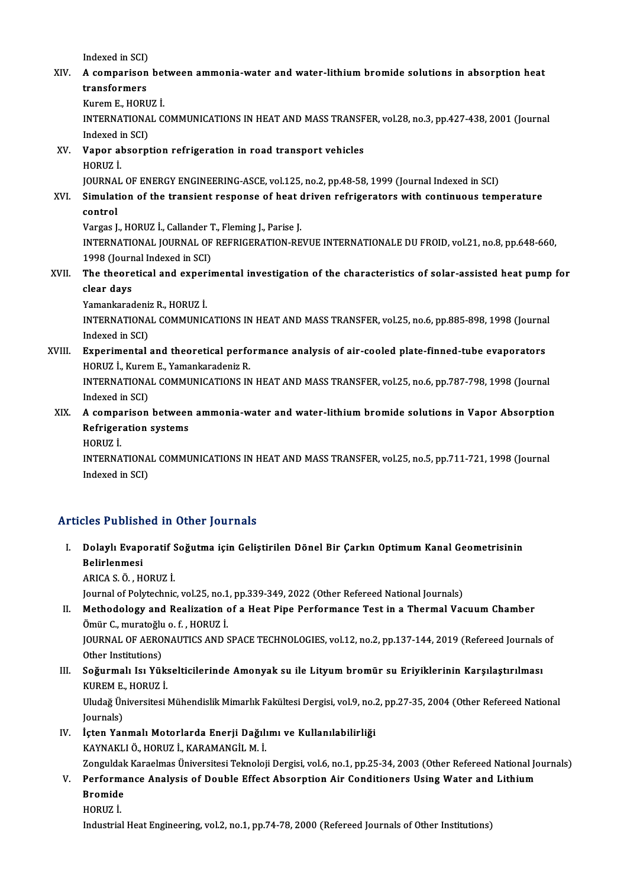Indexed in SCI)

XIV. **A comparison between ammonia-water and water-lithium bromide solutions in absorption heat transformers**
Kurem E., HORUZ İ.
INTERNATIONAL COMMUNICATIONS IN HEAT AND MASS TRANSFER, vol.28, no.3, pp.427-438, 2001 (Journal Indexed in SCI)

XV. **Vapor absorption refrigeration in road transport vehicles**
HORUZ İ.
JOURNAL OF ENERGY ENGINEERING-ASCE, vol.125, no.2, pp.48-58, 1999 (Journal Indexed in SCI)

XVI. **Simulation of the transient response of heat driven refrigerators with continuous temperature control**
Vargas J., HORUZ İ., Callander T., Fleming J., Parise J.
INTERNATIONAL JOURNAL OF REFRIGERATION-REVUE INTERNATIONALE DU FROID, vol.21, no.8, pp.648-660, 1998 (Journal Indexed in SCI)

XVII. **The theoretical and experimental investigation of the characteristics of solar-assisted heat pump for clear days**
Yamankaradeniz R., HORUZ İ.
INTERNATIONAL COMMUNICATIONS IN HEAT AND MASS TRANSFER, vol.25, no.6, pp.885-898, 1998 (Journal Indexed in SCI)

XVIII. **Experimental and theoretical performance analysis of air-cooled plate-finned-tube evaporators**
HORUZ İ., Kurem E., Yamankaradeniz R.
INTERNATIONAL COMMUNICATIONS IN HEAT AND MASS TRANSFER, vol.25, no.6, pp.787-798, 1998 (Journal Indexed in SCI)

XIX. **A comparison between ammonia-water and water-lithium bromide solutions in Vapor Absorption Refrigeration systems**
HORUZ İ.
INTERNATIONAL COMMUNICATIONS IN HEAT AND MASS TRANSFER, vol.25, no.5, pp.711-721, 1998 (Journal Indexed in SCI)

## Articles Published in Other Journals

I. **Dolaylı Evaporatif Soğutma için Geliştirilen Dönel Bir Çarkın Optimum Kanal Geometrisinin Belirlenmesi**
ARICA S. Ö. , HORUZ İ.
Journal of Polytechnic, vol.25, no.1, pp.339-349, 2022 (Other Refereed National Journals)

II. **Methodology and Realization of a Heat Pipe Performance Test in a Thermal Vacuum Chamber**
Ömür C., muratoğlu o. f. , HORUZ İ.
JOURNAL OF AERONAUTICS AND SPACE TECHNOLOGIES, vol.12, no.2, pp.137-144, 2019 (Refereed Journals of Other Institutions)

III. **Soğurmalı Isı Yükselticilerinde Amonyak su ile Lityum bromür su Eriyiklerinin Karşılaştırılması**
KUREM E., HORUZ İ.
Uludağ Üniversitesi Mühendislik Mimarlık Fakültesi Dergisi, vol.9, no.2, pp.27-35, 2004 (Other Refereed National Journals)

IV. **İçten Yanmalı Motorlarda Enerji Dağılımı ve Kullanılabilirliği**
KAYNAKLI Ö., HORUZ İ., KARAMANGİL M. İ.
Zonguldak Karaelmas Üniversitesi Teknoloji Dergisi, vol.6, no.1, pp.25-34, 2003 (Other Refereed National Journals)

V. **Performance Analysis of Double Effect Absorption Air Conditioners Using Water and Lithium Bromide**
HORUZ İ.
Industrial Heat Engineering, vol.2, no.1, pp.74-78, 2000 (Refereed Journals of Other Institutions)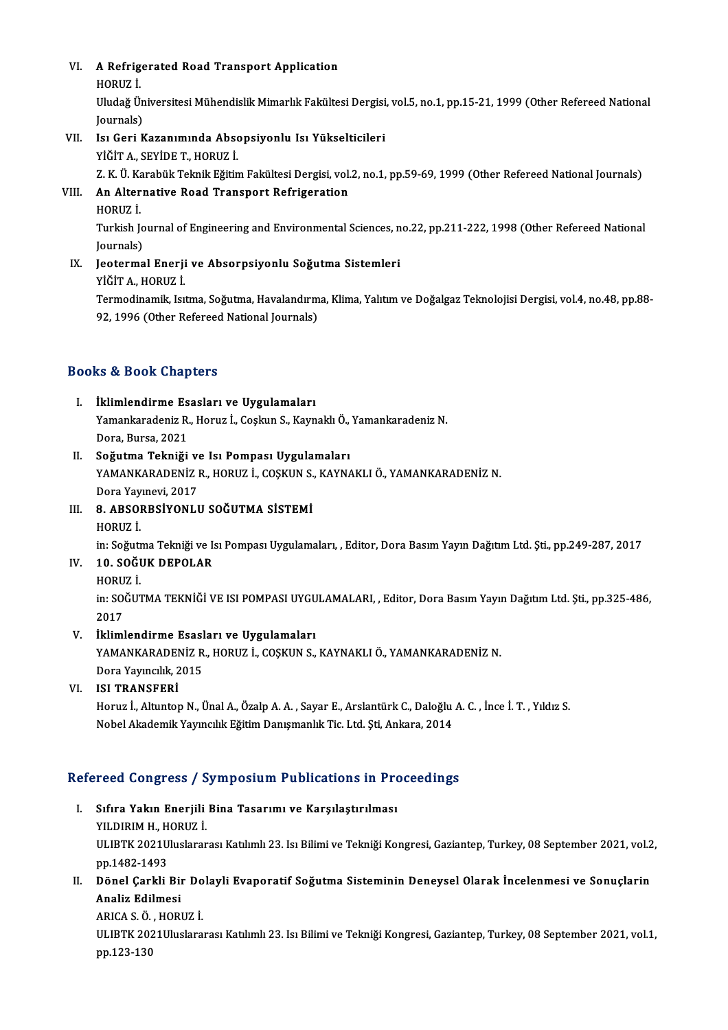VI. **A Refrigerated Road Transport Application**
HORUZ İ.
Uludağ Üniversitesi Mühendislik Mimarlık Fakültesi Dergisi, vol.5, no.1, pp.15-21, 1999 (Other Refereed National Journals)

VII. **Isı Geri Kazanımında Absopsiyonlu Isı Yükselticileri**
YİĞİT A., SEYİDE T., HORUZ İ.
Z. K. Ü. Karabük Teknik Eğitim Fakültesi Dergisi, vol.2, no.1, pp.59-69, 1999 (Other Refereed National Journals)

VIII. **An Alternative Road Transport Refrigeration**
HORUZ İ.
Turkish Journal of Engineering and Environmental Sciences, no.22, pp.211-222, 1998 (Other Refereed National Journals)

IX. **Jeotermal Enerji ve Absorpsiyonlu Soğutma Sistemleri**
YİĞİT A., HORUZ İ.
Termodinamik, Isıtma, Soğutma, Havalandırma, Klima, Yalıtım ve Doğalgaz Teknolojisi Dergisi, vol.4, no.48, pp.88-92, 1996 (Other Refereed National Journals)

## Books & Book Chapters

I. **İklimlendirme Esasları ve Uygulamaları**
Yamankaradeniz R., Horuz İ., Coşkun S., Kaynaklı Ö., Yamankaradeniz N.
Dora, Bursa, 2021

II. **Soğutma Tekniği ve Isı Pompası Uygulamaları**
YAMANKARADENİZ R., HORUZ İ., COŞKUN S., KAYNAKLI Ö., YAMANKARADENİZ N.
Dora Yayınevi, 2017

III. **8. ABSORBSİYONLU SOĞUTMA SİSTEMİ**
HORUZ İ.
in: Soğutma Tekniği ve Isı Pompası Uygulamaları, , Editor, Dora Basım Yayın Dağıtım Ltd. Şti., pp.249-287, 2017

IV. **10. SOĞUK DEPOLAR**
HORUZ İ.
in: SOĞUTMA TEKNİĞİ VE ISI POMPASI UYGULAMALARI, , Editor, Dora Basım Yayın Dağıtım Ltd. Şti., pp.325-486, 2017

V. **İklimlendirme Esasları ve Uygulamaları**
YAMANKARADENİZ R., HORUZ İ., COŞKUN S., KAYNAKLI Ö., YAMANKARADENİZ N.
Dora Yayıncılık, 2015

VI. **ISI TRANSFERİ**
Horuz İ., Altuntop N., Ünal A., Özalp A. A. , Sayar E., Arslantürk C., Daloğlu A. C. , İnce İ. T. , Yıldız S.
Nobel Akademik Yayıncılık Eğitim Danışmanlık Tic. Ltd. Şti, Ankara, 2014

## Refereed Congress / Symposium Publications in Proceedings

I. **Sıfıra Yakın Enerjili Bina Tasarımı ve Karşılaştırılması**
YILDIRIM H., HORUZ İ.
ULIBTK 2021Uluslararası Katılımlı 23. Isı Bilimi ve Tekniği Kongresi, Gaziantep, Turkey, 08 September 2021, vol.2, pp.1482-1493

II. **Dönel Çarkli Bir Dolayli Evaporatif Soğutma Sisteminin Deneysel Olarak İncelenmesi ve Sonuçlarin Analiz Edilmesi**
ARICA S. Ö. , HORUZ İ.
ULIBTK 2021Uluslararası Katılımlı 23. Isı Bilimi ve Tekniği Kongresi, Gaziantep, Turkey, 08 September 2021, vol.1, pp.123-130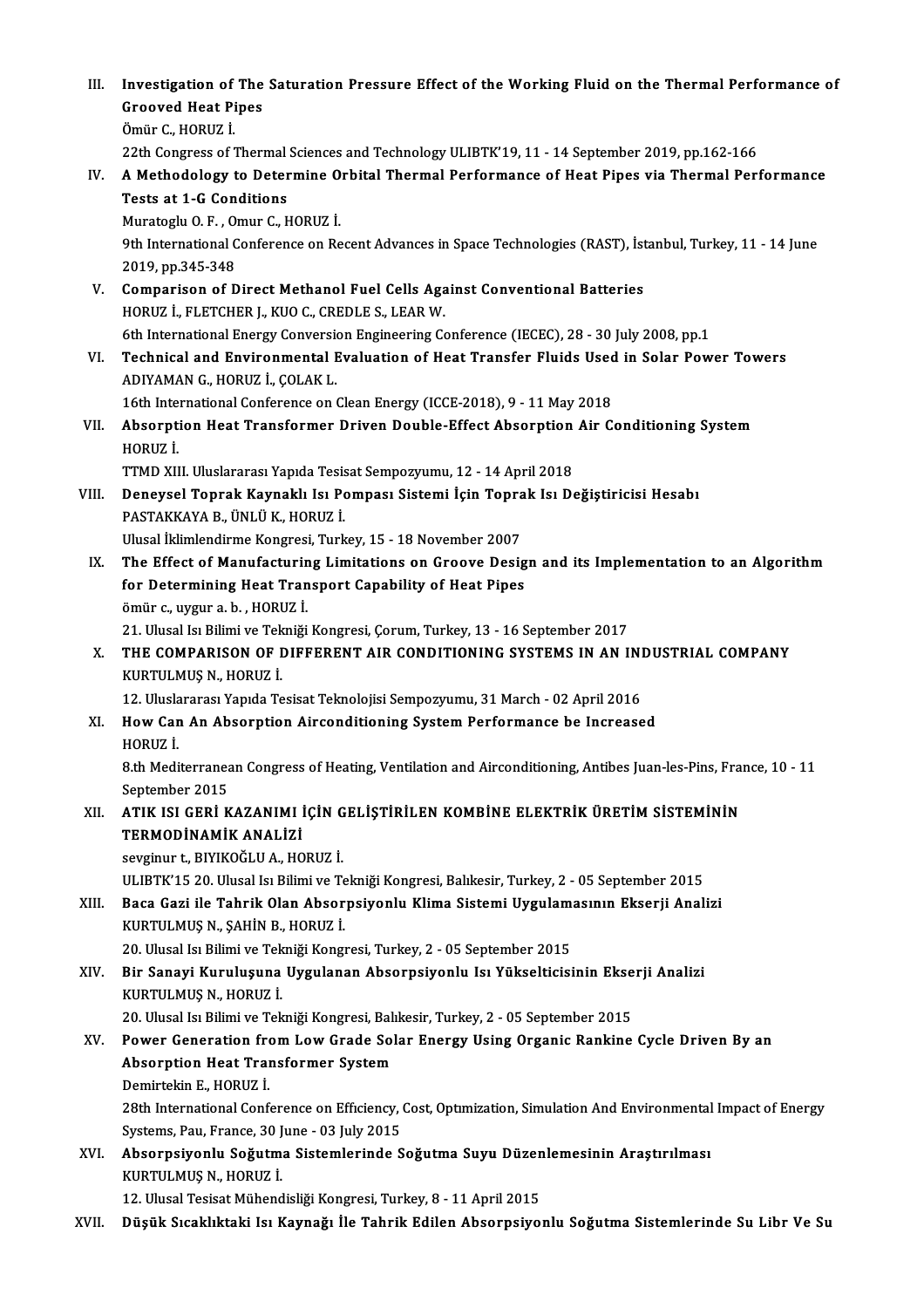III. **Investigation of The Saturation Pressure Effect of the Working Fluid on the Thermal Performance of Grooved Heat Pipes**
Ömür C., HORUZ İ.
22th Congress of Thermal Sciences and Technology ULIBTK'19, 11 - 14 September 2019, pp.162-166

IV. **A Methodology to Determine Orbital Thermal Performance of Heat Pipes via Thermal Performance Tests at 1-G Conditions**
Muratoglu O. F. , Omur C., HORUZ İ.
9th International Conference on Recent Advances in Space Technologies (RAST), İstanbul, Turkey, 11 - 14 June 2019, pp.345-348

V. **Comparison of Direct Methanol Fuel Cells Against Conventional Batteries**
HORUZ İ., FLETCHER J., KUO C., CREDLE S., LEAR W.
6th International Energy Conversion Engineering Conference (IECEC), 28 - 30 July 2008, pp.1

VI. **Technical and Environmental Evaluation of Heat Transfer Fluids Used in Solar Power Towers**
ADIYAMAN G., HORUZ İ., ÇOLAK L.
16th International Conference on Clean Energy (ICCE-2018), 9 - 11 May 2018

VII. **Absorption Heat Transformer Driven Double-Effect Absorption Air Conditioning System**
HORUZ İ.
TTMD XIII. Uluslararası Yapıda Tesisat Sempozyumu, 12 - 14 April 2018

VIII. **Deneysel Toprak Kaynaklı Isı Pompası Sistemi İçin Toprak Isı Değiştiricisi Hesabı**
PASTAKKAYA B., ÜNLÜ K., HORUZ İ.
Ulusal İklimlendirme Kongresi, Turkey, 15 - 18 November 2007

IX. **The Effect of Manufacturing Limitations on Groove Design and its Implementation to an Algorithm for Determining Heat Transport Capability of Heat Pipes**
ömür c., uygur a. b. , HORUZ İ.
21. Ulusal Isı Bilimi ve Tekniği Kongresi, Çorum, Turkey, 13 - 16 September 2017

X. **THE COMPARISON OF DIFFERENT AIR CONDITIONING SYSTEMS IN AN INDUSTRIAL COMPANY**
KURTULMUŞ N., HORUZ İ.
12. Uluslararası Yapıda Tesisat Teknolojisi Sempozyumu, 31 March - 02 April 2016

XI. **How Can An Absorption Airconditioning System Performance be Increased**
HORUZ İ.
8.th Mediterranean Congress of Heating, Ventilation and Airconditioning, Antibes Juan-les-Pins, France, 10 - 11 September 2015

XII. **ATIK ISI GERİ KAZANIMI İÇİN GELİŞTİRİLEN KOMBİNE ELEKTRİK ÜRETİM SİSTEMİNİN TERMODİNAMİK ANALİZİ**
sevginur t., BIYIKOĞLU A., HORUZ İ.
ULIBTK'15 20. Ulusal Isı Bilimi ve Tekniği Kongresi, Balıkesir, Turkey, 2 - 05 September 2015

XIII. **Baca Gazi ile Tahrik Olan Absorpsiyonlu Klima Sistemi Uygulamasının Ekserji Analizi**
KURTULMUŞ N., ŞAHİN B., HORUZ İ.
20. Ulusal Isı Bilimi ve Tekniği Kongresi, Turkey, 2 - 05 September 2015

XIV. **Bir Sanayi Kuruluşuna Uygulanan Absorpsiyonlu Isı Yükselticisinin Ekserji Analizi**
KURTULMUŞ N., HORUZ İ.
20. Ulusal Isı Bilimi ve Tekniği Kongresi, Balıkesir, Turkey, 2 - 05 September 2015

XV. **Power Generation from Low Grade Solar Energy Using Organic Rankine Cycle Driven By an Absorption Heat Transformer System**
Demirtekin E., HORUZ İ.
28th International Conference on Efficiency, Cost, Optımization, Simulation And Environmental Impact of Energy Systems, Pau, France, 30 June - 03 July 2015

XVI. **Absorpsiyonlu Soğutma Sistemlerinde Soğutma Suyu Düzenlemesinin Araştırılması**
KURTULMUŞ N., HORUZ İ.
12. Ulusal Tesisat Mühendisliği Kongresi, Turkey, 8 - 11 April 2015

XVII. **Düşük Sıcaklıktaki Isı Kaynağı İle Tahrik Edilen Absorpsiyonlu Soğutma Sistemlerinde Su Libr Ve Su**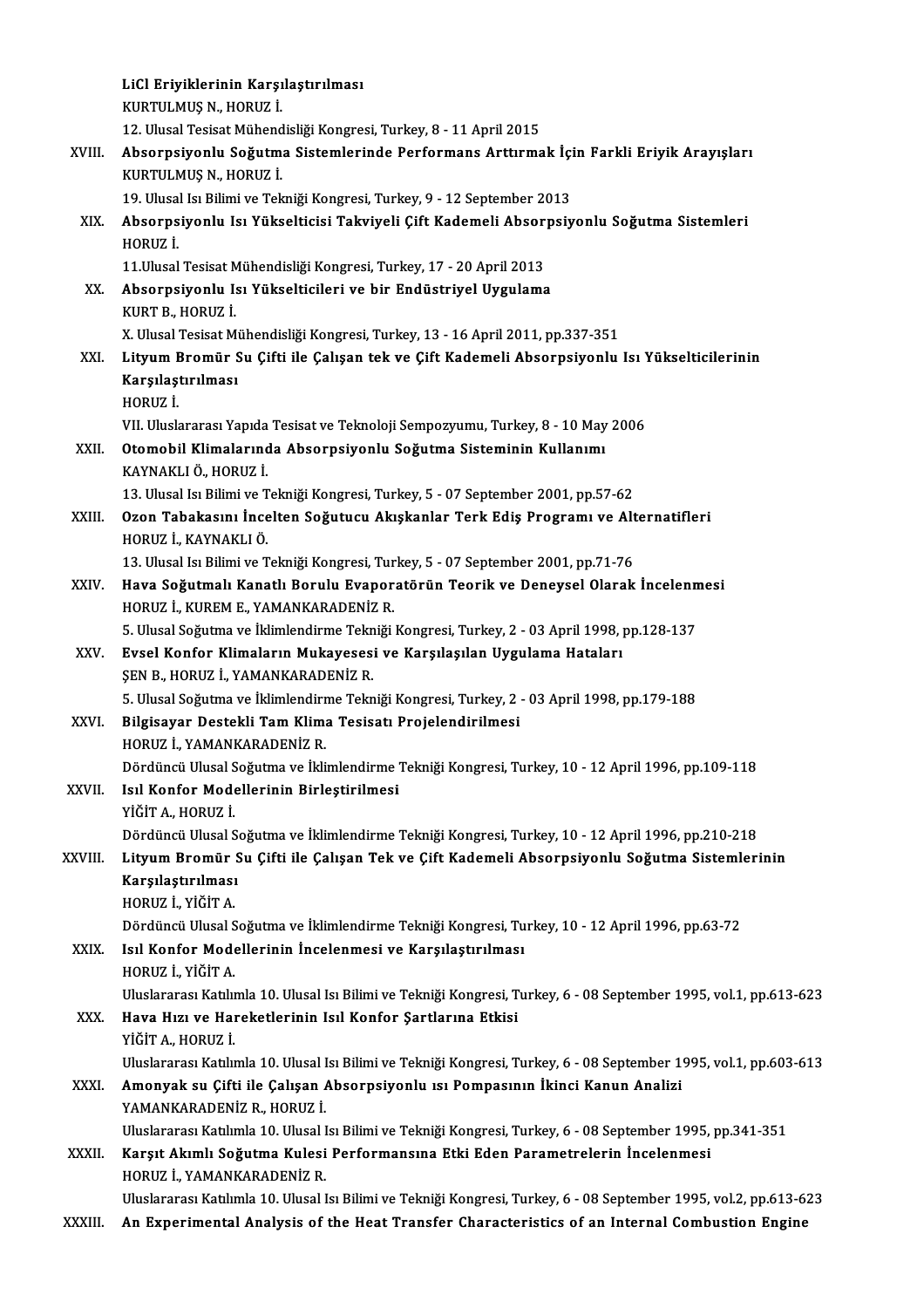**LiCl Eriyiklerinin Karşılaştırılması**
KURTULMUŞ N., HORUZ İ.
12. Ulusal Tesisat Mühendisliği Kongresi, Turkey, 8 - 11 April 2015

XVIII. **Absorpsiyonlu Soğutma Sistemlerinde Performans Arttırmak İçin Farkli Eriyik Arayışları**
KURTULMUŞ N., HORUZ İ.
19. Ulusal Isı Bilimi ve Tekniği Kongresi, Turkey, 9 - 12 September 2013

XIX. **Absorpsiyonlu Isı Yükselticisi Takviyeli Çift Kademeli Absorpsiyonlu Soğutma Sistemleri**
HORUZ İ.
11.Ulusal Tesisat Mühendisliği Kongresi, Turkey, 17 - 20 April 2013

XX. **Absorpsiyonlu Isı Yükselticileri ve bir Endüstriyel Uygulama**
KURT B., HORUZ İ.
X. Ulusal Tesisat Mühendisliği Kongresi, Turkey, 13 - 16 April 2011, pp.337-351

XXI. **Lityum Bromür Su Çifti ile Çalışan tek ve Çift Kademeli Absorpsiyonlu Isı Yükselticilerinin Karşılaştırılması**
HORUZ İ.
VII. Uluslararası Yapıda Tesisat ve Teknoloji Sempozyumu, Turkey, 8 - 10 May 2006

XXII. **Otomobil Klimalarında Absorpsiyonlu Soğutma Sisteminin Kullanımı**
KAYNAKLI Ö., HORUZ İ.
13. Ulusal Isı Bilimi ve Tekniği Kongresi, Turkey, 5 - 07 September 2001, pp.57-62

XXIII. **Ozon Tabakasını İncelten Soğutucu Akışkanlar Terk Ediş Programı ve Alternatifleri**
HORUZ İ., KAYNAKLI Ö.
13. Ulusal Isı Bilimi ve Tekniği Kongresi, Turkey, 5 - 07 September 2001, pp.71-76

XXIV. **Hava Soğutmalı Kanatlı Borulu Evaporatörün Teorik ve Deneysel Olarak İncelenmesi**
HORUZ İ., KUREM E., YAMANKARADENİZ R.
5. Ulusal Soğutma ve İklimlendirme Tekniği Kongresi, Turkey, 2 - 03 April 1998, pp.128-137

XXV. **Evsel Konfor Klimaların Mukayesesi ve Karşılaşılan Uygulama Hataları**
ŞEN B., HORUZ İ., YAMANKARADENİZ R.
5. Ulusal Soğutma ve İklimlendirme Tekniği Kongresi, Turkey, 2 - 03 April 1998, pp.179-188

XXVI. **Bilgisayar Destekli Tam Klima Tesisatı Projelendirilmesi**
HORUZ İ., YAMANKARADENİZ R.
Dördüncü Ulusal Soğutma ve İklimlendirme Tekniği Kongresi, Turkey, 10 - 12 April 1996, pp.109-118

XXVII. **Isıl Konfor Modellerinin Birleştirilmesi**
YİĞİT A., HORUZ İ.
Dördüncü Ulusal Soğutma ve İklimlendirme Tekniği Kongresi, Turkey, 10 - 12 April 1996, pp.210-218

XXVIII. **Lityum Bromür Su Çifti ile Çalışan Tek ve Çift Kademeli Absorpsiyonlu Soğutma Sistemlerinin Karşılaştırılması**
HORUZ İ., YİĞİT A.
Dördüncü Ulusal Soğutma ve İklimlendirme Tekniği Kongresi, Turkey, 10 - 12 April 1996, pp.63-72

XXIX. **Isıl Konfor Modellerinin İncelenmesi ve Karşılaştırılması**
HORUZ İ., YİĞİT A.
Uluslararası Katılımla 10. Ulusal Isı Bilimi ve Tekniği Kongresi, Turkey, 6 - 08 September 1995, vol.1, pp.613-623

XXX. **Hava Hızı ve Hareketlerinin Isıl Konfor Şartlarına Etkisi**
YİĞİT A., HORUZ İ.
Uluslararası Katılımla 10. Ulusal Isı Bilimi ve Tekniği Kongresi, Turkey, 6 - 08 September 1995, vol.1, pp.603-613

XXXI. **Amonyak su Çifti ile Çalışan Absorpsiyonlu ısı Pompasının İkinci Kanun Analizi**
YAMANKARADENİZ R., HORUZ İ.
Uluslararası Katılımla 10. Ulusal Isı Bilimi ve Tekniği Kongresi, Turkey, 6 - 08 September 1995, pp.341-351

XXXII. **Karşıt Akımlı Soğutma Kulesi Performansına Etki Eden Parametrelerin İncelenmesi**
HORUZ İ., YAMANKARADENİZ R.
Uluslararası Katılımla 10. Ulusal Isı Bilimi ve Tekniği Kongresi, Turkey, 6 - 08 September 1995, vol.2, pp.613-623

XXXIII. **An Experimental Analysis of the Heat Transfer Characteristics of an Internal Combustion Engine**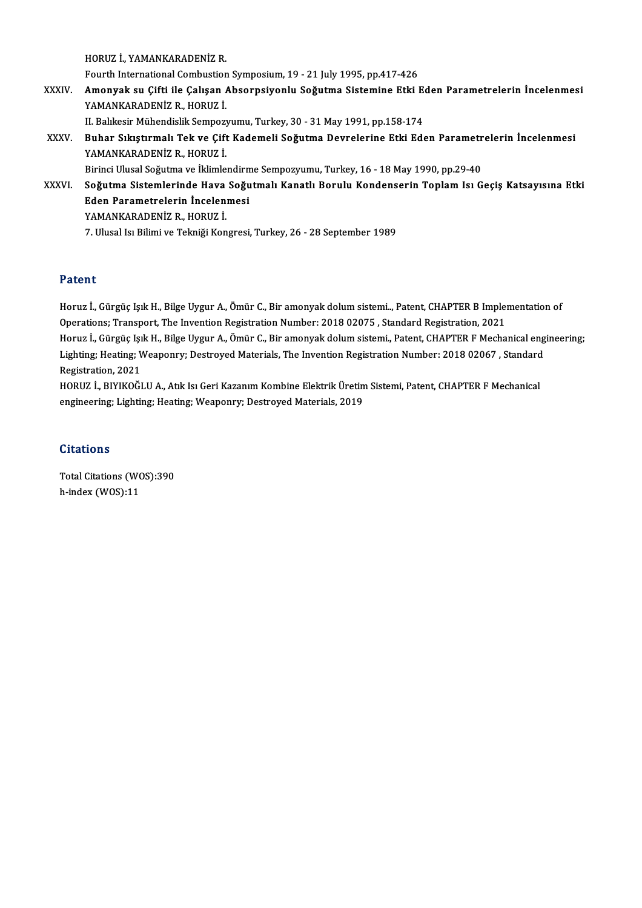HORUZ İ., YAMANKARADENİZ R.
Fourth International Combustion Symposium, 19 - 21 July 1995, pp.417-426

XXXIV. **Amonyak su Çifti ile Çalışan Absorpsiyonlu Soğutma Sistemine Etki Eden Parametrelerin İncelenmesi**
YAMANKARADENİZ R., HORUZ İ.
II. Balıkesir Mühendislik Sempozyumu, Turkey, 30 - 31 May 1991, pp.158-174

XXXV. **Buhar Sıkıştırmalı Tek ve Çift Kademeli Soğutma Devrelerine Etki Eden Parametrelerin İncelenmesi**
YAMANKARADENİZ R., HORUZ İ.
Birinci Ulusal Soğutma ve İklimlendirme Sempozyumu, Turkey, 16 - 18 May 1990, pp.29-40

XXXVI. **Soğutma Sistemlerinde Hava Soğutmalı Kanatlı Borulu Kondenserin Toplam Isı Geçiş Katsayısına Etki Eden Parametrelerin İncelenmesi**
YAMANKARADENİZ R., HORUZ İ.
7. Ulusal Isı Bilimi ve Tekniği Kongresi, Turkey, 26 - 28 September 1989

## Patent

Horuz İ., Gürgüç Işık H., Bilge Uygur A., Ömür C., Bir amonyak dolum sistemi.., Patent, CHAPTER B Implementation of Operations; Transport, The Invention Registration Number: 2018 02075 , Standard Registration, 2021

Horuz İ., Gürgüç Işık H., Bilge Uygur A., Ömür C., Bir amonyak dolum sistemi., Patent, CHAPTER F Mechanical engineering; Lighting; Heating; Weaponry; Destroyed Materials, The Invention Registration Number: 2018 02067 , Standard Registration, 2021

HORUZ İ., BIYIKOĞLU A., Atık Isı Geri Kazanım Kombine Elektrik Üretim Sistemi, Patent, CHAPTER F Mechanical engineering; Lighting; Heating; Weaponry; Destroyed Materials, 2019

## Citations

Total Citations (WOS):390
h-index (WOS):11